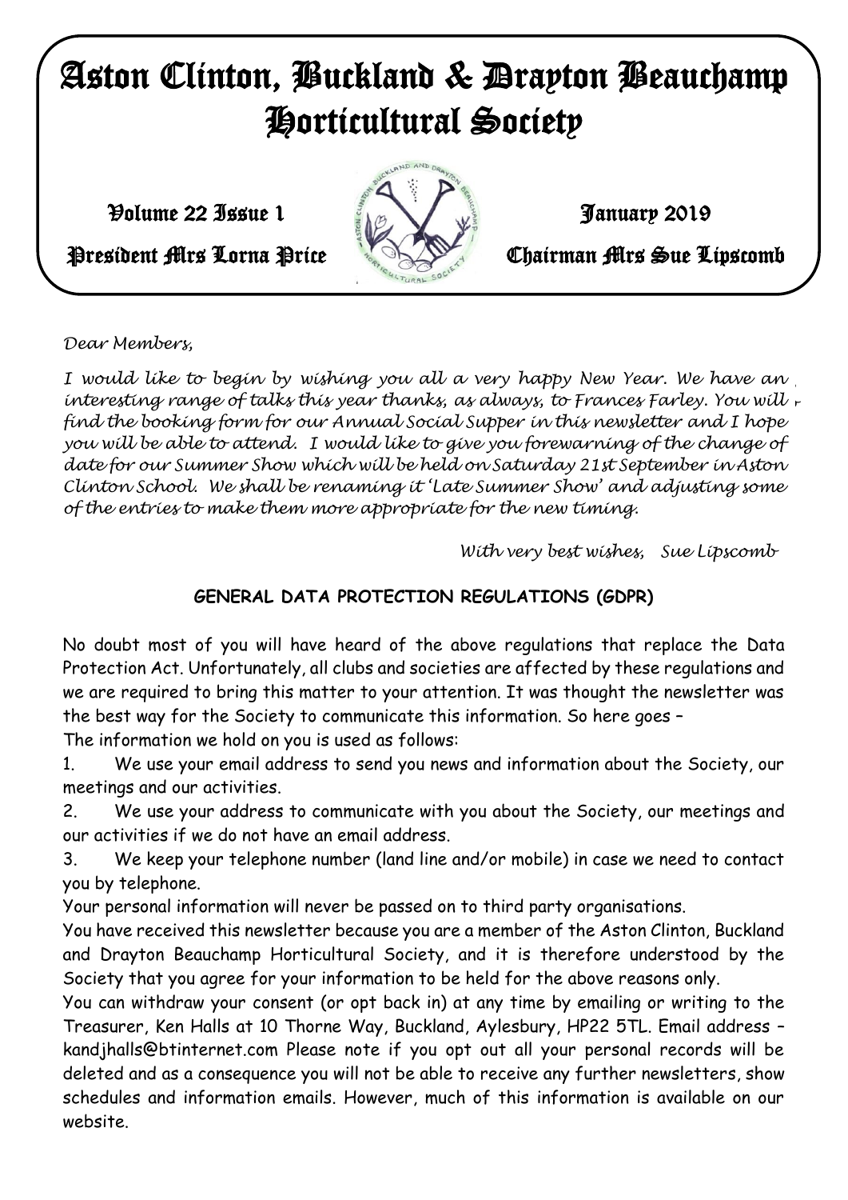# Aston Clinton, Buckland & Drayton Beauchamp Horticultural Society

Volume 22 Issue 1 — January 2019

President Mrs Lorna Price — Chairman Mrs Sue Lipscomb

*Dear Members,*

*I would like to begin by wishing you all a very happy New Year. We have an interesting range of talks this year thanks, as always, to Frances Farley. You will find the booking form for our Annual Social Supper in this newsletter and I hope you will be able to attend. I would like to give you forewarning of the change of date for our Summer Show which will be held on Saturday 21st September in Aston Clinton School. We shall be renaming it 'Late Summer Show' and adjusting some of the entries to make them more appropriate for the new timing.*

*With very best wishes, Sue Lipscomb*

## GENERAL DATA PROTECTION REGULATIONS (GDPR)

No doubt most of you will have heard of the above regulations that replace the Data Protection Act. Unfortunately, all clubs and societies are affected by these regulations and we are required to bring this matter to your attention. It was thought the newsletter was the best way for the Society to communicate this information. So here goes –

The information we hold on you is used as follows:

1. We use your email address to send you news and information about the Society, our meetings and our activities.
2. We use your address to communicate with you about the Society, our meetings and our activities if we do not have an email address.
3. We keep your telephone number (land line and/or mobile) in case we need to contact you by telephone.

Your personal information will never be passed on to third party organisations.

You have received this newsletter because you are a member of the Aston Clinton, Buckland and Drayton Beauchamp Horticultural Society, and it is therefore understood by the Society that you agree for your information to be held for the above reasons only.

You can withdraw your consent (or opt back in) at any time by emailing or writing to the Treasurer, Ken Halls at 10 Thorne Way, Buckland, Aylesbury, HP22 5TL. Email address – kandjhalls@btinternet.com Please note if you opt out all your personal records will be deleted and as a consequence you will not be able to receive any further newsletters, show schedules and information emails. However, much of this information is available on our website.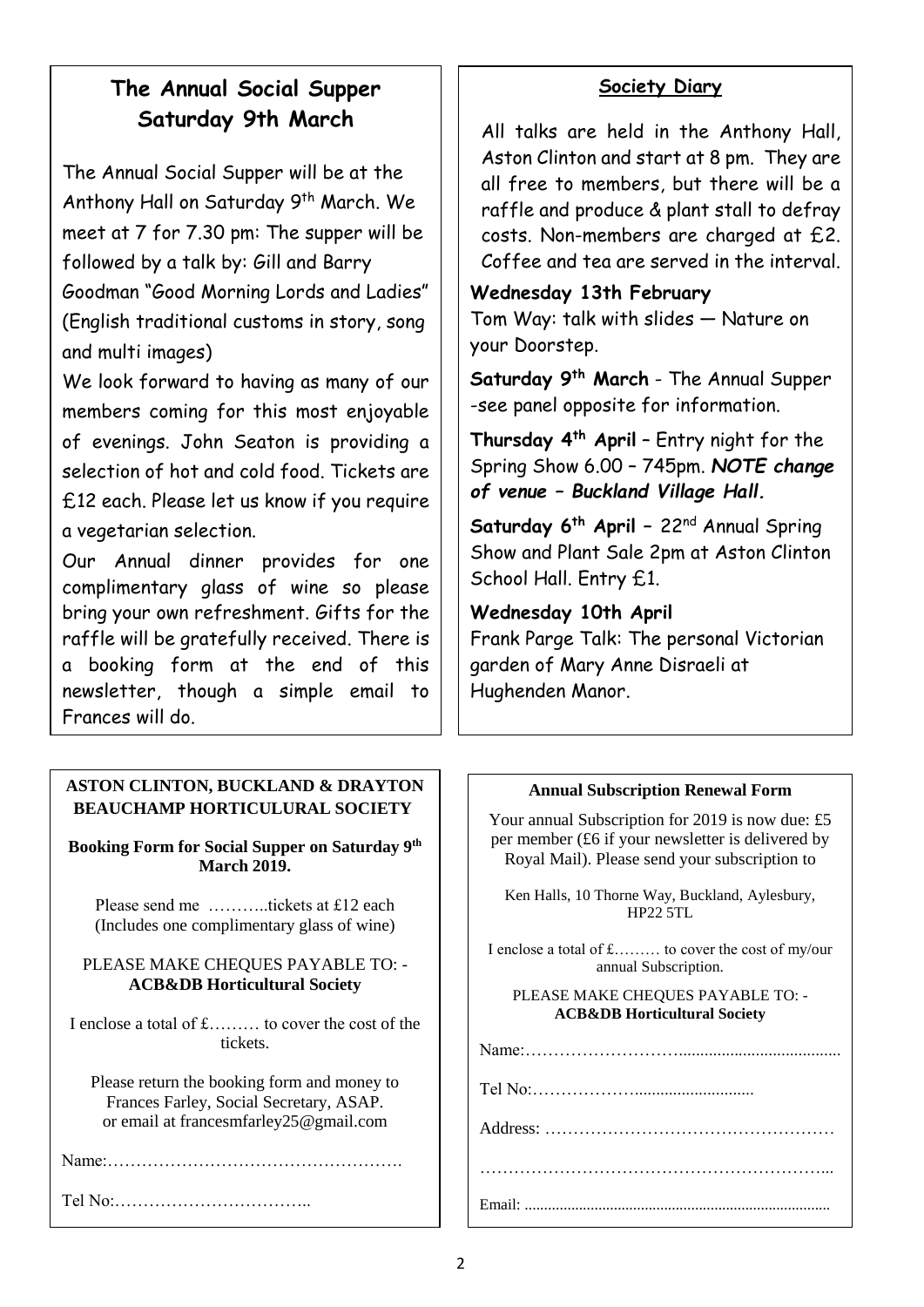## The Annual Social Supper Saturday 9th March

The Annual Social Supper will be at the Anthony Hall on Saturday 9th March. We meet at 7 for 7.30 pm: The supper will be followed by a talk by: Gill and Barry Goodman "Good Morning Lords and Ladies" (English traditional customs in story, song and multi images)

We look forward to having as many of our members coming for this most enjoyable of evenings. John Seaton is providing a selection of hot and cold food. Tickets are £12 each. Please let us know if you require a vegetarian selection.

Our Annual dinner provides for one complimentary glass of wine so please bring your own refreshment. Gifts for the raffle will be gratefully received. There is a booking form at the end of this newsletter, though a simple email to Frances will do.

## Society Diary

All talks are held in the Anthony Hall, Aston Clinton and start at 8 pm. They are all free to members, but there will be a raffle and produce & plant stall to defray costs. Non-members are charged at £2. Coffee and tea are served in the interval.

**Wednesday 13th February**
Tom Way: talk with slides — Nature on your Doorstep.

**Saturday 9th March** - The Annual Supper -see panel opposite for information.

**Thursday 4th April** – Entry night for the Spring Show 6.00 – 745pm. ***NOTE change of venue – Buckland Village Hall.***

**Saturday 6th April –** 22nd Annual Spring Show and Plant Sale 2pm at Aston Clinton School Hall. Entry £1.

**Wednesday 10th April**
Frank Parge Talk: The personal Victorian garden of Mary Anne Disraeli at Hughenden Manor.

---

**ASTON CLINTON, BUCKLAND & DRAYTON BEAUCHAMP HORTICULURAL SOCIETY**

**Booking Form for Social Supper on Saturday 9th March 2019.**

Please send me ………..tickets at £12 each (Includes one complimentary glass of wine)

PLEASE MAKE CHEQUES PAYABLE TO: - **ACB&DB Horticultural Society**

I enclose a total of £……… to cover the cost of the tickets.

Please return the booking form and money to Frances Farley, Social Secretary, ASAP. or email at francesmfarley25@gmail.com

Name:…………………………………………….

Tel No:……………………………..

---

**Annual Subscription Renewal Form**

Your annual Subscription for 2019 is now due: £5 per member (£6 if your newsletter is delivered by Royal Mail). Please send your subscription to

Ken Halls, 10 Thorne Way, Buckland, Aylesbury, HP22 5TL

I enclose a total of £……… to cover the cost of my/our annual Subscription.

PLEASE MAKE CHEQUES PAYABLE TO: - **ACB&DB Horticultural Society**

Name:…………………………......................................

Tel No:……………….............................

Address: ……………………………………………

……………………………………………………...

Email: .............................................................................